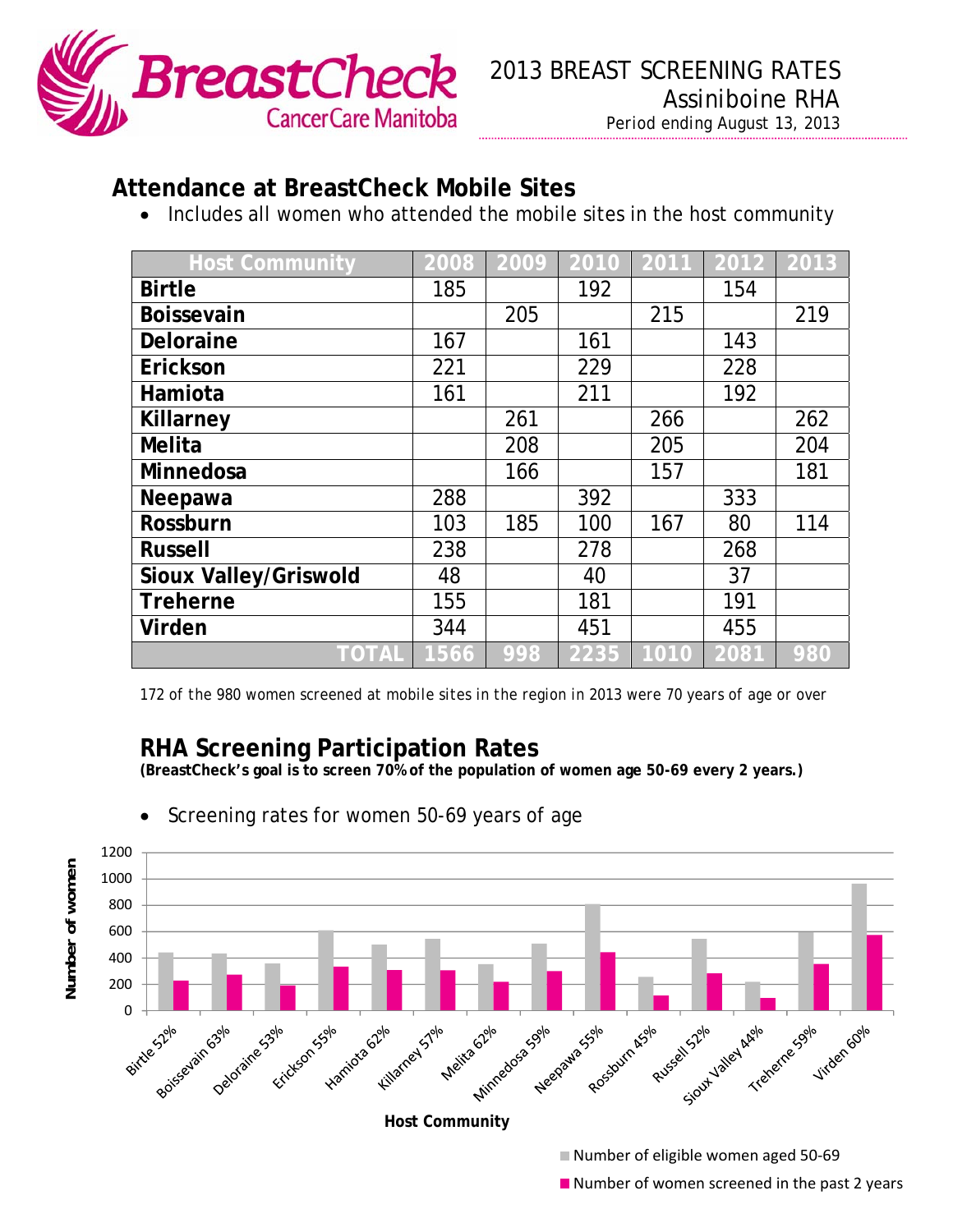# 2013 BREAST SCREENING RATES

Assiniboine RHA

Period ending August 13, 2013

## Attendance at BreastCheck Mobile Sites

- Includes all women who attended the mobile sites in the host community

| Host Community | 2008 | 2009 | 2010 | 2011 | 2012 | 2013 |
|---|---|---|---|---|---|---|
| **Birtle** | 185 | | 192 | | 154 | |
| **Boissevain** | | 205 | | 215 | | 219 |
| **Deloraine** | 167 | | 161 | | 143 | |
| **Erickson** | 221 | | 229 | | 228 | |
| **Hamiota** | 161 | | 211 | | 192 | |
| **Killarney** | | 261 | | 266 | | 262 |
| **Melita** | | 208 | | 205 | | 204 |
| **Minnedosa** | | 166 | | 157 | | 181 |
| **Neepawa** | 288 | | 392 | | 333 | |
| **Rossburn** | 103 | 185 | 100 | 167 | 80 | 114 |
| **Russell** | 238 | | 278 | | 268 | |
| **Sioux Valley/Griswold** | 48 | | 40 | | 37 | |
| **Treherne** | 155 | | 181 | | 191 | |
| **Virden** | 344 | | 451 | | 455 | |
| **TOTAL** | **1566** | **998** | **2235** | **1010** | **2081** | **980** |

172 of the 980 women screened at mobile sites in the region in 2013 were 70 years of age or over

## RHA Screening Participation Rates

**(BreastCheck's goal is to screen 70% of the population of women age 50-69 every 2 years.)**

- Screening rates for women 50-69 years of age

Host Community: Birtle 52%, Boissevain 63%, Deloraine 53%, Erickson 55%, Hamiota 62%, Killarney 57%, Melita 62%, Minnedosa 59%, Neepawa 55%, Rossburn 45%, Russell 52%, Sioux Valley 44%, Treherne 59%, Virden 60%

Number of eligible women aged 50-69

Number of women screened in the past 2 years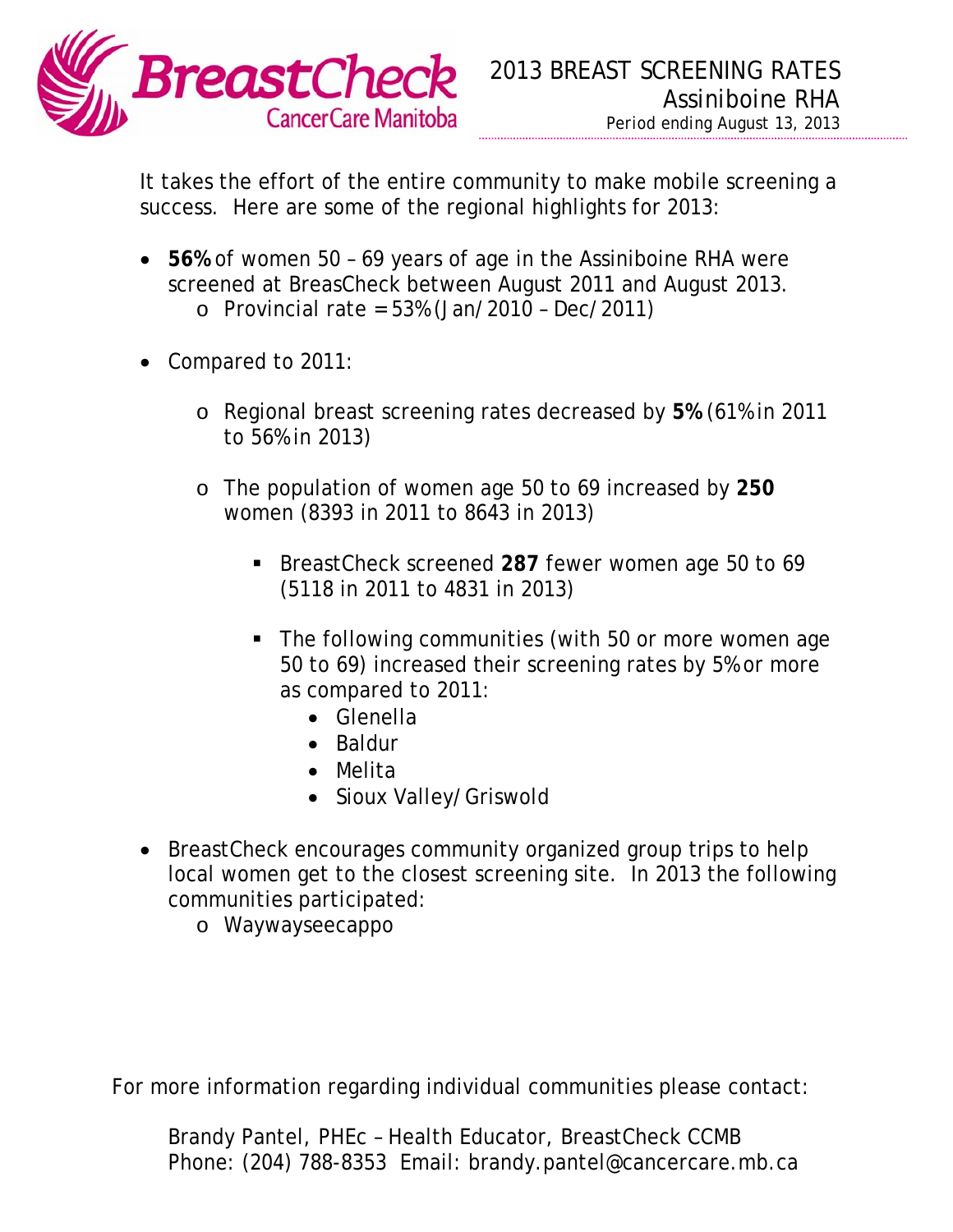BreastCheck CancerCare Manitoba

# 2013 BREAST SCREENING RATES
## Assiniboine RHA
Period ending August 13, 2013

It takes the effort of the entire community to make mobile screening a success. Here are some of the regional highlights for 2013:

- **56%** of women 50 – 69 years of age in the Assiniboine RHA were screened at BreasCheck between August 2011 and August 2013.
  - Provincial rate = 53% (Jan/2010 – Dec/2011)
- Compared to 2011:
  - Regional breast screening rates decreased by **5%** (61% in 2011 to 56% in 2013)
  - The population of women age 50 to 69 increased by **250** women (8393 in 2011 to 8643 in 2013)
    - BreastCheck screened **287** fewer women age 50 to 69 (5118 in 2011 to 4831 in 2013)
    - The following communities (with 50 or more women age 50 to 69) increased their screening rates by 5% or more as compared to 2011:
      - Glenella
      - Baldur
      - Melita
      - Sioux Valley/Griswold
- BreastCheck encourages community organized group trips to help local women get to the closest screening site. In 2013 the following communities participated:
  - Waywayseecappo

For more information regarding individual communities please contact:

Brandy Pantel, PHEc – Health Educator, BreastCheck CCMB
Phone: (204) 788-8353 Email: brandy.pantel@cancercare.mb.ca